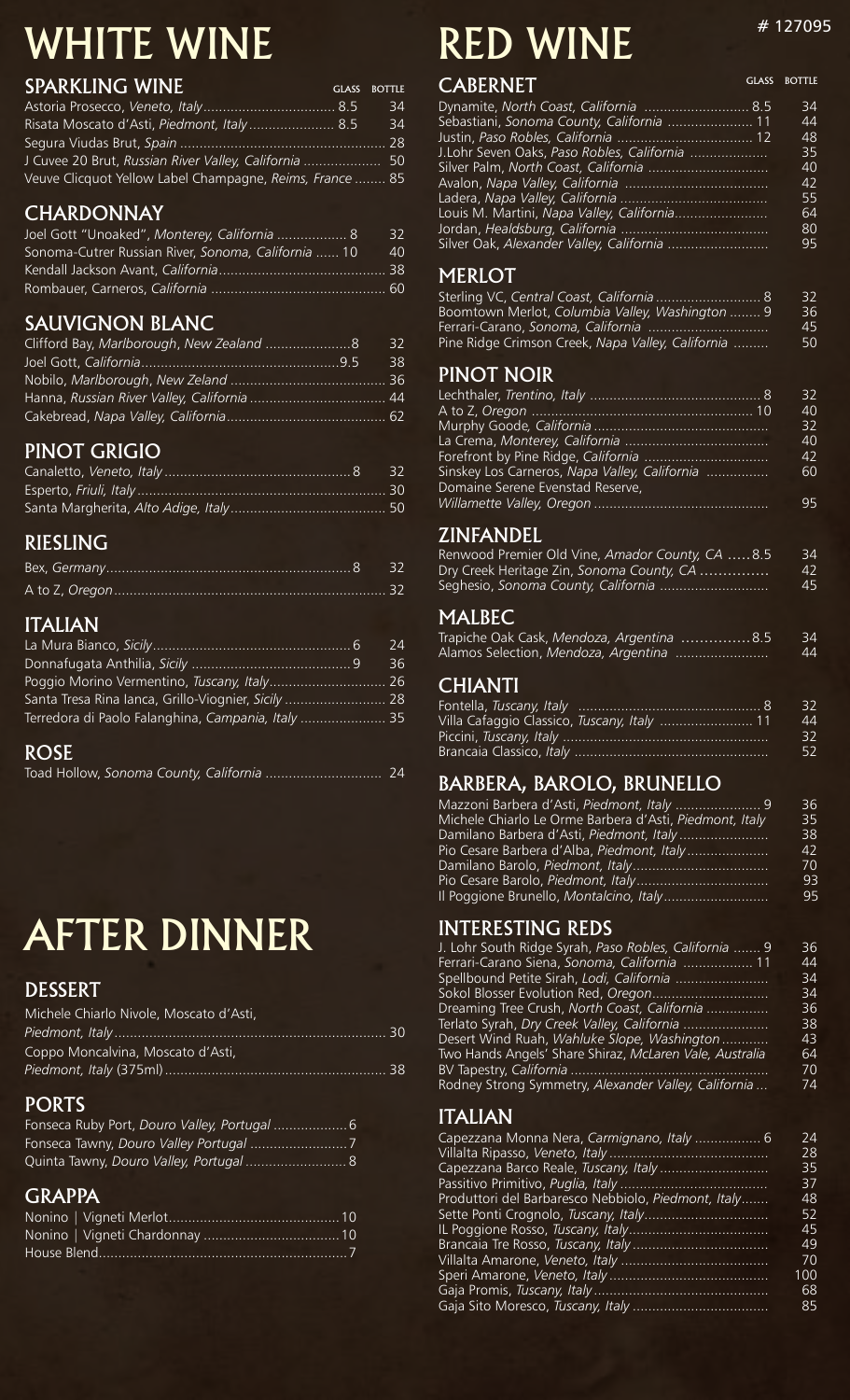# WHITE WINE

## SPARKLING WINE

| | GLASS | BOTTLE |
|---|---|---|
| Astoria Prosecco, *Veneto, Italy* | 8.5 | 34 |
| Risata Moscato d'Asti, *Piedmont, Italy* | 8.5 | 34 |
| Segura Viudas Brut, *Spain* | | 28 |
| J Cuvee 20 Brut, *Russian River Valley, California* | | 50 |
| Veuve Clicquot Yellow Label Champagne, *Reims, France* | | 85 |

## CHARDONNAY

| | GLASS | BOTTLE |
|---|---|---|
| Joel Gott "Unoaked", *Monterey, California* | 8 | 32 |
| Sonoma-Cutrer Russian River, *Sonoma, California* | 10 | 40 |
| Kendall Jackson Avant, *California* | | 38 |
| Rombauer, Carneros, *California* | | 60 |

## SAUVIGNON BLANC

| | GLASS | BOTTLE |
|---|---|---|
| Clifford Bay, *Marlborough, New Zealand* | 8 | 32 |
| Joel Gott, *California* | 9.5 | 38 |
| Nobilo, *Marlborough, New Zeland* | | 36 |
| Hanna, *Russian River Valley, California* | | 44 |
| Cakebread, *Napa Valley, California* | | 62 |

## PINOT GRIGIO

| | GLASS | BOTTLE |
|---|---|---|
| Canaletto, *Veneto, Italy* | 8 | 32 |
| Esperto, *Friuli, Italy* | | 30 |
| Santa Margherita, *Alto Adige, Italy* | | 50 |

## RIESLING

| | GLASS | BOTTLE |
|---|---|---|
| Bex, *Germany* | 8 | 32 |
| A to Z, *Oregon* | | 32 |

## ITALIAN

| | GLASS | BOTTLE |
|---|---|---|
| La Mura Bianco, *Sicily* | 6 | 24 |
| Donnafugata Anthilia, *Sicily* | 9 | 36 |
| Poggio Morino Vermentino, *Tuscany, Italy* | | 26 |
| Santa Tresa Rina Ianca, Grillo-Viognier, *Sicily* | | 28 |
| Terredora di Paolo Falanghina, *Campania, Italy* | | 35 |

## ROSE

| | GLASS | BOTTLE |
|---|---|---|
| Toad Hollow, *Sonoma County, California* | | 24 |

# AFTER DINNER

## DESSERT

| | GLASS | BOTTLE |
|---|---|---|
| Michele Chiarlo Nivole, Moscato d'Asti, *Piedmont, Italy* | | 30 |
| Coppo Moncalvina, Moscato d'Asti, *Piedmont, Italy* (375ml) | | 38 |

## PORTS

| | GLASS |
|---|---|
| Fonseca Ruby Port, *Douro Valley, Portugal* | 6 |
| Fonseca Tawny, *Douro Valley Portugal* | 7 |
| Quinta Tawny, *Douro Valley, Portugal* | 8 |

## GRAPPA

| | GLASS |
|---|---|
| Nonino \| Vigneti Merlot | 10 |
| Nonino \| Vigneti Chardonnay | 10 |
| House Blend | 7 |

# RED WINE

## CABERNET

| | GLASS | BOTTLE |
|---|---|---|
| Dynamite, *North Coast, California* | 8.5 | 34 |
| Sebastiani, *Sonoma County, California* | 11 | 44 |
| Justin, *Paso Robles, California* | 12 | 48 |
| J.Lohr Seven Oaks, *Paso Robles, California* | | 35 |
| Silver Palm, *North Coast, California* | | 40 |
| Avalon, *Napa Valley, California* | | 42 |
| Ladera, *Napa Valley, California* | | 55 |
| Louis M. Martini, *Napa Valley, California* | | 64 |
| Jordan, *Healdsburg, California* | | 80 |
| Silver Oak, *Alexander Valley, California* | | 95 |

## MERLOT

| | GLASS | BOTTLE |
|---|---|---|
| Sterling VC, *Central Coast, California* | 8 | 32 |
| Boomtown Merlot, *Columbia Valley, Washington* | 9 | 36 |
| Ferrari-Carano, *Sonoma, California* | | 45 |
| Pine Ridge Crimson Creek, *Napa Valley, California* | | 50 |

## PINOT NOIR

| | GLASS | BOTTLE |
|---|---|---|
| Lechthaler, *Trentino, Italy* | 8 | 32 |
| A to Z, *Oregon* | 10 | 40 |
| Murphy Goode, *California* | | 32 |
| La Crema, *Monterey, California* | | 40 |
| Forefront by Pine Ridge, *California* | | 42 |
| Sinskey Los Carneros, *Napa Valley, California* | | 60 |
| Domaine Serene Evenstad Reserve, *Willamette Valley, Oregon* | | 95 |

## ZINFANDEL

| | GLASS | BOTTLE |
|---|---|---|
| Renwood Premier Old Vine, *Amador County, CA* | 8.5 | 34 |
| Dry Creek Heritage Zin, *Sonoma County, CA* | | 42 |
| Seghesio, *Sonoma County, California* | | 45 |

## MALBEC

| | GLASS | BOTTLE |
|---|---|---|
| Trapiche Oak Cask, *Mendoza, Argentina* | 8.5 | 34 |
| Alamos Selection, *Mendoza, Argentina* | | 44 |

## CHIANTI

| | GLASS | BOTTLE |
|---|---|---|
| Fontella, *Tuscany, Italy* | 8 | 32 |
| Villa Cafaggio Classico, *Tuscany, Italy* | 11 | 44 |
| Piccini, *Tuscany, Italy* | | 32 |
| Brancaia Classico, *Italy* | | 52 |

## BARBERA, BAROLO, BRUNELLO

| | GLASS | BOTTLE |
|---|---|---|
| Mazzoni Barbera d'Asti, *Piedmont, Italy* | 9 | 36 |
| Michele Chiarlo Le Orme Barbera d'Asti, *Piedmont, Italy* | | 35 |
| Damilano Barbera d'Asti, *Piedmont, Italy* | | 38 |
| Pio Cesare Barbera d'Alba, *Piedmont, Italy* | | 42 |
| Damilano Barolo, *Piedmont, Italy* | | 70 |
| Pio Cesare Barolo, *Piedmont, Italy* | | 93 |
| Il Poggione Brunello, *Montalcino, Italy* | | 95 |

## INTERESTING REDS

| | GLASS | BOTTLE |
|---|---|---|
| J. Lohr South Ridge Syrah, *Paso Robles, California* | 9 | 36 |
| Ferrari-Carano Siena, *Sonoma, California* | 11 | 44 |
| Spellbound Petite Sirah, *Lodi, California* | | 34 |
| Sokol Blosser Evolution Red, *Oregon* | | 34 |
| Dreaming Tree Crush, *North Coast, California* | | 36 |
| Terlato Syrah, *Dry Creek Valley, California* | | 38 |
| Desert Wind Ruah, *Wahluke Slope, Washington* | | 43 |
| Two Hands Angels' Share Shiraz, *McLaren Vale, Australia* | | 64 |
| BV Tapestry, *California* | | 70 |
| Rodney Strong Symmetry, *Alexander Valley, California* | | 74 |

## ITALIAN

| | GLASS | BOTTLE |
|---|---|---|
| Capezzana Monna Nera, *Carmignano, Italy* | 6 | 24 |
| Villalta Ripasso, *Veneto, Italy* | | 28 |
| Capezzana Barco Reale, *Tuscany, Italy* | | 35 |
| Passitivo Primitivo, *Puglia, Italy* | | 37 |
| Produttori del Barbaresco Nebbiolo, *Piedmont, Italy* | | 48 |
| Sette Ponti Crognolo, *Tuscany, Italy* | | 52 |
| IL Poggione Rosso, *Tuscany, Italy* | | 45 |
| Brancaia Tre Rosso, *Tuscany, Italy* | | 49 |
| Villalta Amarone, *Veneto, Italy* | | 70 |
| Speri Amarone, *Veneto, Italy* | | 100 |
| Gaja Promis, *Tuscany, Italy* | | 68 |
| Gaja Sito Moresco, *Tuscany, Italy* | | 85 |

# 127095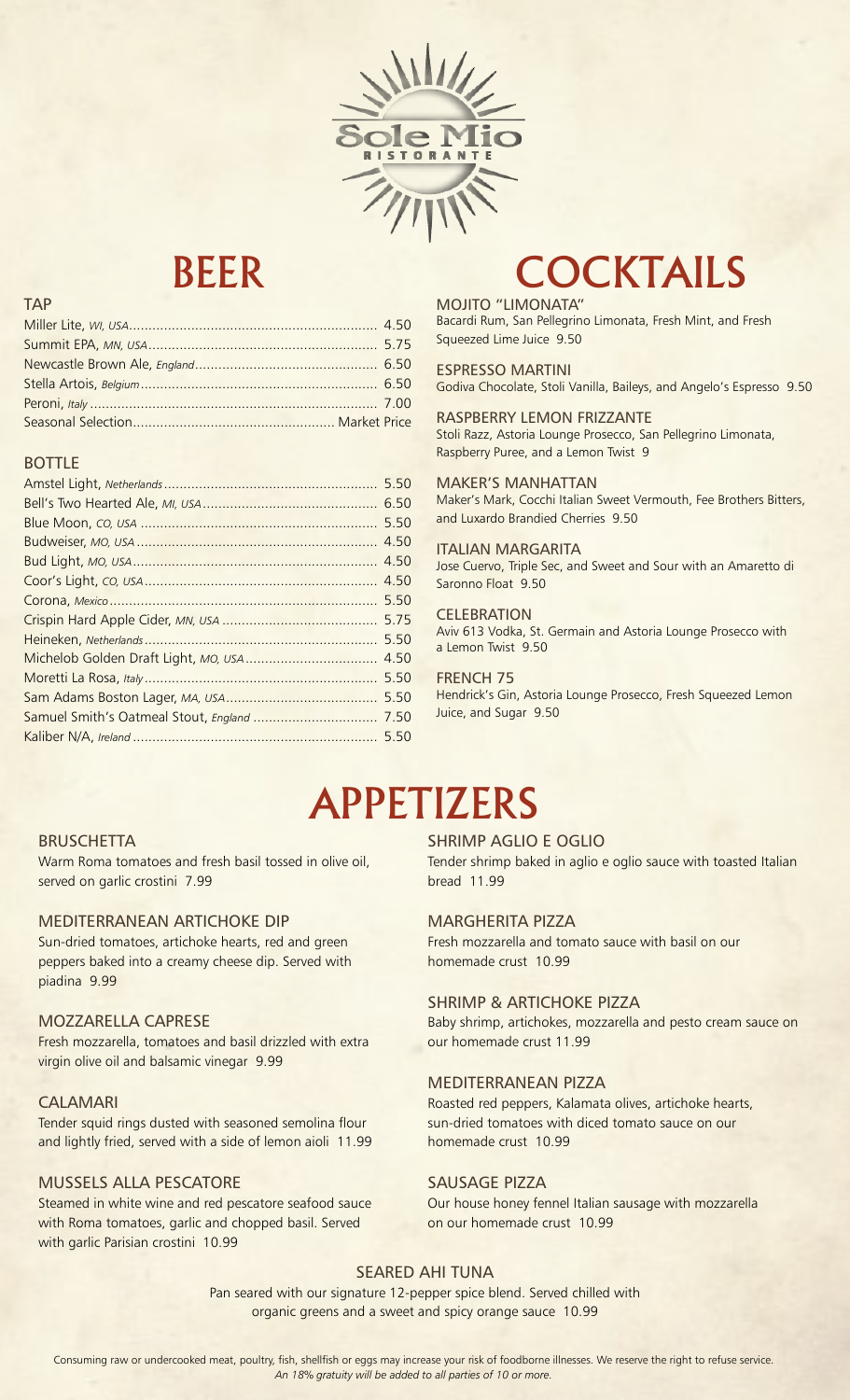Sole Mio

RISTORANTE

# BEER

## TAP

- Miller Lite, *WI, USA* ... 4.50
- Summit EPA, *MN, USA* ... 5.75
- Newcastle Brown Ale, *England* ... 6.50
- Stella Artois, *Belgium* ... 6.50
- Peroni, *Italy* ... 7.00
- Seasonal Selection ... Market Price

## BOTTLE

- Amstel Light, *Netherlands* ... 5.50
- Bell's Two Hearted Ale, *MI, USA* ... 6.50
- Blue Moon, *CO, USA* ... 5.50
- Budweiser, *MO, USA* ... 4.50
- Bud Light, *MO, USA* ... 4.50
- Coor's Light, *CO, USA* ... 4.50
- Corona, *Mexico* ... 5.50
- Crispin Hard Apple Cider, *MN, USA* ... 5.75
- Heineken, *Netherlands* ... 5.50
- Michelob Golden Draft Light, *MO, USA* ... 4.50
- Moretti La Rosa, *Italy* ... 5.50
- Sam Adams Boston Lager, *MA, USA* ... 5.50
- Samuel Smith's Oatmeal Stout, *England* ... 7.50
- Kaliber N/A, *Ireland* ... 5.50

# COCKTAILS

**MOJITO "LIMONATA"**
Bacardi Rum, San Pellegrino Limonata, Fresh Mint, and Fresh Squeezed Lime Juice 9.50

**ESPRESSO MARTINI**
Godiva Chocolate, Stoli Vanilla, Baileys, and Angelo's Espresso 9.50

**RASPBERRY LEMON FRIZZANTE**
Stoli Razz, Astoria Lounge Prosecco, San Pellegrino Limonata, Raspberry Puree, and a Lemon Twist 9

**MAKER'S MANHATTAN**
Maker's Mark, Cocchi Italian Sweet Vermouth, Fee Brothers Bitters, and Luxardo Brandied Cherries 9.50

**ITALIAN MARGARITA**
Jose Cuervo, Triple Sec, and Sweet and Sour with an Amaretto di Saronno Float 9.50

**CELEBRATION**
Aviv 613 Vodka, St. Germain and Astoria Lounge Prosecco with a Lemon Twist 9.50

**FRENCH 75**
Hendrick's Gin, Astoria Lounge Prosecco, Fresh Squeezed Lemon Juice, and Sugar 9.50

# APPETIZERS

**BRUSCHETTA**
Warm Roma tomatoes and fresh basil tossed in olive oil, served on garlic crostini 7.99

**MEDITERRANEAN ARTICHOKE DIP**
Sun-dried tomatoes, artichoke hearts, red and green peppers baked into a creamy cheese dip. Served with piadina 9.99

**MOZZARELLA CAPRESE**
Fresh mozzarella, tomatoes and basil drizzled with extra virgin olive oil and balsamic vinegar 9.99

**CALAMARI**
Tender squid rings dusted with seasoned semolina flour and lightly fried, served with a side of lemon aioli 11.99

**MUSSELS ALLA PESCATORE**
Steamed in white wine and red pescatore seafood sauce with Roma tomatoes, garlic and chopped basil. Served with garlic Parisian crostini 10.99

**SHRIMP AGLIO E OGLIO**
Tender shrimp baked in aglio e oglio sauce with toasted Italian bread 11.99

**MARGHERITA PIZZA**
Fresh mozzarella and tomato sauce with basil on our homemade crust 10.99

**SHRIMP & ARTICHOKE PIZZA**
Baby shrimp, artichokes, mozzarella and pesto cream sauce on our homemade crust 11.99

**MEDITERRANEAN PIZZA**
Roasted red peppers, Kalamata olives, artichoke hearts, sun-dried tomatoes with diced tomato sauce on our homemade crust 10.99

**SAUSAGE PIZZA**
Our house honey fennel Italian sausage with mozzarella on our homemade crust 10.99

**SEARED AHI TUNA**
Pan seared with our signature 12-pepper spice blend. Served chilled with organic greens and a sweet and spicy orange sauce 10.99

Consuming raw or undercooked meat, poultry, fish, shellfish or eggs may increase your risk of foodborne illnesses. We reserve the right to refuse service.
*An 18% gratuity will be added to all parties of 10 or more.*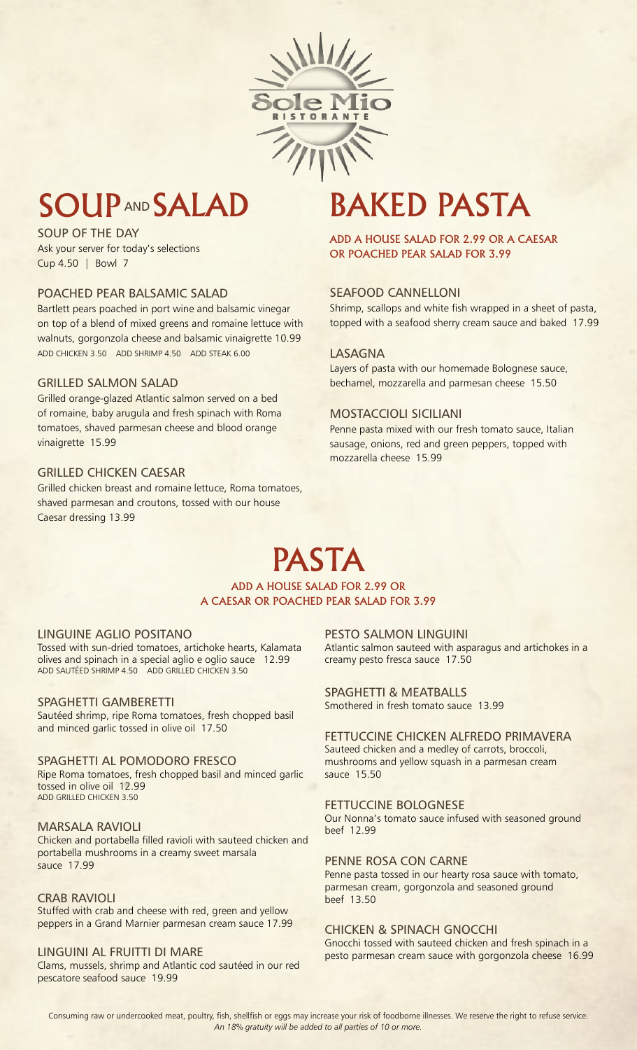# Sole Mio

RISTORANTE

## SOUP AND SALAD

### SOUP OF THE DAY

Ask your server for today's selections
Cup 4.50 | Bowl 7

### POACHED PEAR BALSAMIC SALAD

Bartlett pears poached in port wine and balsamic vinegar on top of a blend of mixed greens and romaine lettuce with walnuts, gorgonzola cheese and balsamic vinaigrette 10.99
ADD CHICKEN 3.50 ADD SHRIMP 4.50 ADD STEAK 6.00

### GRILLED SALMON SALAD

Grilled orange-glazed Atlantic salmon served on a bed of romaine, baby arugula and fresh spinach with Roma tomatoes, shaved parmesan cheese and blood orange vinaigrette 15.99

### GRILLED CHICKEN CAESAR

Grilled chicken breast and romaine lettuce, Roma tomatoes, shaved parmesan and croutons, tossed with our house Caesar dressing 13.99

## BAKED PASTA

**ADD A HOUSE SALAD FOR 2.99 OR A CAESAR OR POACHED PEAR SALAD FOR 3.99**

### SEAFOOD CANNELLONI

Shrimp, scallops and white fish wrapped in a sheet of pasta, topped with a seafood sherry cream sauce and baked 17.99

### LASAGNA

Layers of pasta with our homemade Bolognese sauce, bechamel, mozzarella and parmesan cheese 15.50

### MOSTACCIOLI SICILIANI

Penne pasta mixed with our fresh tomato sauce, Italian sausage, onions, red and green peppers, topped with mozzarella cheese 15.99

## PASTA

**ADD A HOUSE SALAD FOR 2.99 OR A CAESAR OR POACHED PEAR SALAD FOR 3.99**

### LINGUINE AGLIO POSITANO

Tossed with sun-dried tomatoes, artichoke hearts, Kalamata olives and spinach in a special aglio e oglio sauce 12.99
ADD SAUTÉED SHRIMP 4.50 ADD GRILLED CHICKEN 3.50

### SPAGHETTI GAMBERETTI

Sautéed shrimp, ripe Roma tomatoes, fresh chopped basil and minced garlic tossed in olive oil 17.50

### SPAGHETTI AL POMODORO FRESCO

Ripe Roma tomatoes, fresh chopped basil and minced garlic tossed in olive oil 12.99
ADD GRILLED CHICKEN 3.50

### MARSALA RAVIOLI

Chicken and portabella filled ravioli with sauteed chicken and portabella mushrooms in a creamy sweet marsala sauce 17.99

### CRAB RAVIOLI

Stuffed with crab and cheese with red, green and yellow peppers in a Grand Marnier parmesan cream sauce 17.99

### LINGUINI AL FRUITTI DI MARE

Clams, mussels, shrimp and Atlantic cod sautéed in our red pescatore seafood sauce 19.99

### PESTO SALMON LINGUINI

Atlantic salmon sauteed with asparagus and artichokes in a creamy pesto fresca sauce 17.50

### SPAGHETTI & MEATBALLS

Smothered in fresh tomato sauce 13.99

### FETTUCCINE CHICKEN ALFREDO PRIMAVERA

Sauteed chicken and a medley of carrots, broccoli, mushrooms and yellow squash in a parmesan cream sauce 15.50

### FETTUCCINE BOLOGNESE

Our Nonna's tomato sauce infused with seasoned ground beef 12.99

### PENNE ROSA CON CARNE

Penne pasta tossed in our hearty rosa sauce with tomato, parmesan cream, gorgonzola and seasoned ground beef 13.50

### CHICKEN & SPINACH GNOCCHI

Gnocchi tossed with sauteed chicken and fresh spinach in a pesto parmesan cream sauce with gorgonzola cheese 16.99

Consuming raw or undercooked meat, poultry, fish, shellfish or eggs may increase your risk of foodborne illnesses. We reserve the right to refuse service.
*An 18% gratuity will be added to all parties of 10 or more.*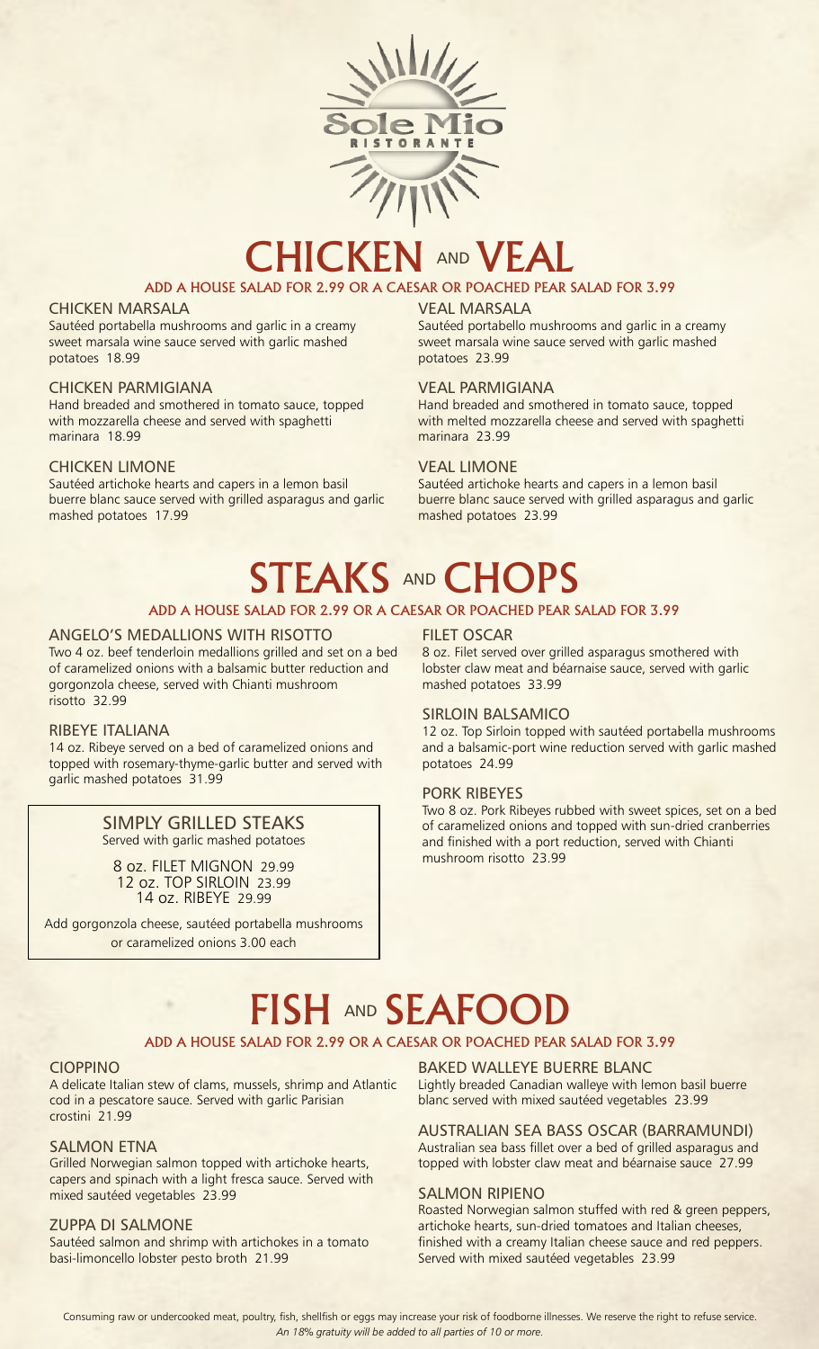Sole Mio
RISTORANTE

# CHICKEN AND VEAL

**ADD A HOUSE SALAD FOR 2.99 OR A CAESAR OR POACHED PEAR SALAD FOR 3.99**

### CHICKEN MARSALA
Sautéed portabella mushrooms and garlic in a creamy sweet marsala wine sauce served with garlic mashed potatoes 18.99

### CHICKEN PARMIGIANA
Hand breaded and smothered in tomato sauce, topped with mozzarella cheese and served with spaghetti marinara 18.99

### CHICKEN LIMONE
Sautéed artichoke hearts and capers in a lemon basil buerre blanc sauce served with grilled asparagus and garlic mashed potatoes 17.99

### VEAL MARSALA
Sautéed portabello mushrooms and garlic in a creamy sweet marsala wine sauce served with garlic mashed potatoes 23.99

### VEAL PARMIGIANA
Hand breaded and smothered in tomato sauce, topped with melted mozzarella cheese and served with spaghetti marinara 23.99

### VEAL LIMONE
Sautéed artichoke hearts and capers in a lemon basil buerre blanc sauce served with grilled asparagus and garlic mashed potatoes 23.99

# STEAKS AND CHOPS

**ADD A HOUSE SALAD FOR 2.99 OR A CAESAR OR POACHED PEAR SALAD FOR 3.99**

### ANGELO'S MEDALLIONS WITH RISOTTO
Two 4 oz. beef tenderloin medallions grilled and set on a bed of caramelized onions with a balsamic butter reduction and gorgonzola cheese, served with Chianti mushroom risotto 32.99

### RIBEYE ITALIANA
14 oz. Ribeye served on a bed of caramelized onions and topped with rosemary-thyme-garlic butter and served with garlic mashed potatoes 31.99

### SIMPLY GRILLED STEAKS
Served with garlic mashed potatoes

8 oz. FILET MIGNON 29.99
12 oz. TOP SIRLOIN 23.99
14 oz. RIBEYE 29.99

Add gorgonzola cheese, sautéed portabella mushrooms or caramelized onions 3.00 each

### FILET OSCAR
8 oz. Filet served over grilled asparagus smothered with lobster claw meat and béarnaise sauce, served with garlic mashed potatoes 33.99

### SIRLOIN BALSAMICO
12 oz. Top Sirloin topped with sautéed portabella mushrooms and a balsamic-port wine reduction served with garlic mashed potatoes 24.99

### PORK RIBEYES
Two 8 oz. Pork Ribeyes rubbed with sweet spices, set on a bed of caramelized onions and topped with sun-dried cranberries and finished with a port reduction, served with Chianti mushroom risotto 23.99

# FISH AND SEAFOOD

**ADD A HOUSE SALAD FOR 2.99 OR A CAESAR OR POACHED PEAR SALAD FOR 3.99**

### CIOPPINO
A delicate Italian stew of clams, mussels, shrimp and Atlantic cod in a pescatore sauce. Served with garlic Parisian crostini 21.99

### SALMON ETNA
Grilled Norwegian salmon topped with artichoke hearts, capers and spinach with a light fresca sauce. Served with mixed sautéed vegetables 23.99

### ZUPPA DI SALMONE
Sautéed salmon and shrimp with artichokes in a tomato basi-limoncello lobster pesto broth 21.99

### BAKED WALLEYE BUERRE BLANC
Lightly breaded Canadian walleye with lemon basil buerre blanc served with mixed sautéed vegetables 23.99

### AUSTRALIAN SEA BASS OSCAR (BARRAMUNDI)
Australian sea bass fillet over a bed of grilled asparagus and topped with lobster claw meat and béarnaise sauce 27.99

### SALMON RIPIENO
Roasted Norwegian salmon stuffed with red & green peppers, artichoke hearts, sun-dried tomatoes and Italian cheeses, finished with a creamy Italian cheese sauce and red peppers. Served with mixed sautéed vegetables 23.99

Consuming raw or undercooked meat, poultry, fish, shellfish or eggs may increase your risk of foodborne illnesses. We reserve the right to refuse service.
*An 18% gratuity will be added to all parties of 10 or more.*